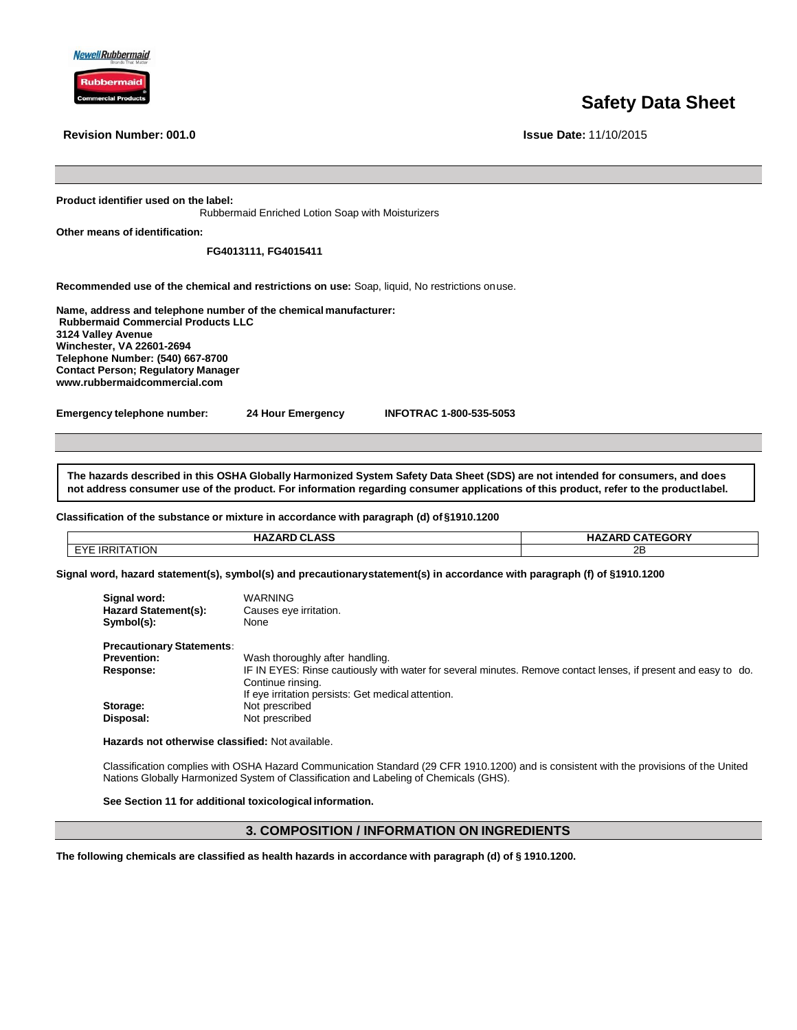# Safety Data Sheet

**Revision Number: 001.0**

**Issue Date:** 11/10/2015

**Product identifier used on the label:**
Rubbermaid Enriched Lotion Soap with Moisturizers

**Other means of identification:**

**FG4013111, FG4015411**

**Recommended use of the chemical and restrictions on use:** Soap, liquid, No restrictions on use.

**Name, address and telephone number of the chemical manufacturer:**
**Rubbermaid Commercial Products LLC**
**3124 Valley Avenue**
**Winchester, VA 22601-2694**
**Telephone Number: (540) 667-8700**
**Contact Person; Regulatory Manager**
**www.rubbermaidcommercial.com**

**Emergency telephone number:** **24 Hour Emergency** **INFOTRAC 1-800-535-5053**

**The hazards described in this OSHA Globally Harmonized System Safety Data Sheet (SDS) are not intended for consumers, and does not address consumer use of the product. For information regarding consumer applications of this product, refer to the product label.**

**Classification of the substance or mixture in accordance with paragraph (d) of §1910.1200**

| HAZARD CLASS | HAZARD CATEGORY |
|---|---|
| EYE IRRITATION | 2B |

**Signal word, hazard statement(s), symbol(s) and precautionary statement(s) in accordance with paragraph (f) of §1910.1200**

**Signal word:** WARNING
**Hazard Statement(s):** Causes eye irritation.
**Symbol(s):** None

**Precautionary Statements:**
**Prevention:** Wash thoroughly after handling.
**Response:** IF IN EYES: Rinse cautiously with water for several minutes. Remove contact lenses, if present and easy to do. Continue rinsing.
If eye irritation persists: Get medical attention.
**Storage:** Not prescribed
**Disposal:** Not prescribed

**Hazards not otherwise classified:** Not available.

Classification complies with OSHA Hazard Communication Standard (29 CFR 1910.1200) and is consistent with the provisions of the United Nations Globally Harmonized System of Classification and Labeling of Chemicals (GHS).

**See Section 11 for additional toxicological information.**

## 3. COMPOSITION / INFORMATION ON INGREDIENTS

**The following chemicals are classified as health hazards in accordance with paragraph (d) of § 1910.1200.**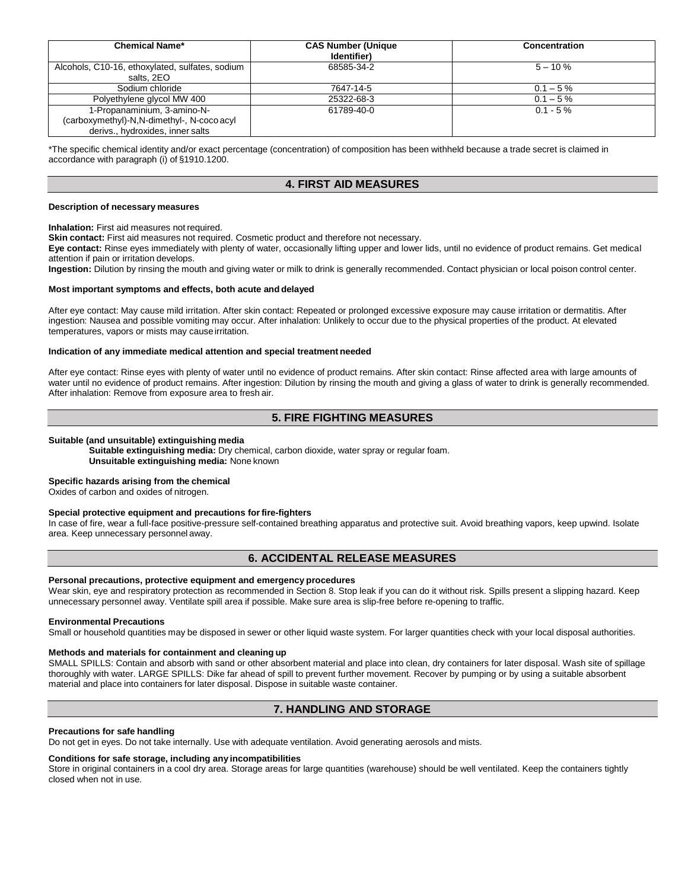| Chemical Name* | CAS Number (Unique Identifier) | Concentration |
|---|---|---|
| Alcohols, C10-16, ethoxylated, sulfates, sodium salts, 2EO | 68585-34-2 | 5 – 10 % |
| Sodium chloride | 7647-14-5 | 0.1 – 5 % |
| Polyethylene glycol MW 400 | 25322-68-3 | 0.1 – 5 % |
| 1-Propanaminium, 3-amino-N-(carboxymethyl)-N,N-dimethyl-, N-coco acyl derivs., hydroxides, inner salts | 61789-40-0 | 0.1 - 5 % |

*The specific chemical identity and/or exact percentage (concentration) of composition has been withheld because a trade secret is claimed in accordance with paragraph (i) of §1910.1200.

## 4. FIRST AID MEASURES

**Description of necessary measures**

**Inhalation:** First aid measures not required.
**Skin contact:** First aid measures not required. Cosmetic product and therefore not necessary.
**Eye contact:** Rinse eyes immediately with plenty of water, occasionally lifting upper and lower lids, until no evidence of product remains. Get medical attention if pain or irritation develops.
**Ingestion:** Dilution by rinsing the mouth and giving water or milk to drink is generally recommended. Contact physician or local poison control center.

**Most important symptoms and effects, both acute and delayed**

After eye contact: May cause mild irritation. After skin contact: Repeated or prolonged excessive exposure may cause irritation or dermatitis. After ingestion: Nausea and possible vomiting may occur. After inhalation: Unlikely to occur due to the physical properties of the product. At elevated temperatures, vapors or mists may cause irritation.

**Indication of any immediate medical attention and special treatment needed**

After eye contact: Rinse eyes with plenty of water until no evidence of product remains. After skin contact: Rinse affected area with large amounts of water until no evidence of product remains. After ingestion: Dilution by rinsing the mouth and giving a glass of water to drink is generally recommended. After inhalation: Remove from exposure area to fresh air.

## 5. FIRE FIGHTING MEASURES

**Suitable (and unsuitable) extinguishing media**

**Suitable extinguishing media:** Dry chemical, carbon dioxide, water spray or regular foam.
**Unsuitable extinguishing media:** None known

**Specific hazards arising from the chemical**
Oxides of carbon and oxides of nitrogen.

**Special protective equipment and precautions for fire-fighters**
In case of fire, wear a full-face positive-pressure self-contained breathing apparatus and protective suit. Avoid breathing vapors, keep upwind. Isolate area. Keep unnecessary personnel away.

## 6. ACCIDENTAL RELEASE MEASURES

**Personal precautions, protective equipment and emergency procedures**
Wear skin, eye and respiratory protection as recommended in Section 8. Stop leak if you can do it without risk. Spills present a slipping hazard. Keep unnecessary personnel away. Ventilate spill area if possible. Make sure area is slip-free before re-opening to traffic.

**Environmental Precautions**
Small or household quantities may be disposed in sewer or other liquid waste system. For larger quantities check with your local disposal authorities.

**Methods and materials for containment and cleaning up**
SMALL SPILLS: Contain and absorb with sand or other absorbent material and place into clean, dry containers for later disposal. Wash site of spillage thoroughly with water. LARGE SPILLS: Dike far ahead of spill to prevent further movement. Recover by pumping or by using a suitable absorbent material and place into containers for later disposal. Dispose in suitable waste container.

## 7. HANDLING AND STORAGE

**Precautions for safe handling**
Do not get in eyes. Do not take internally. Use with adequate ventilation. Avoid generating aerosols and mists.

**Conditions for safe storage, including any incompatibilities**
Store in original containers in a cool dry area. Storage areas for large quantities (warehouse) should be well ventilated. Keep the containers tightly closed when not in use.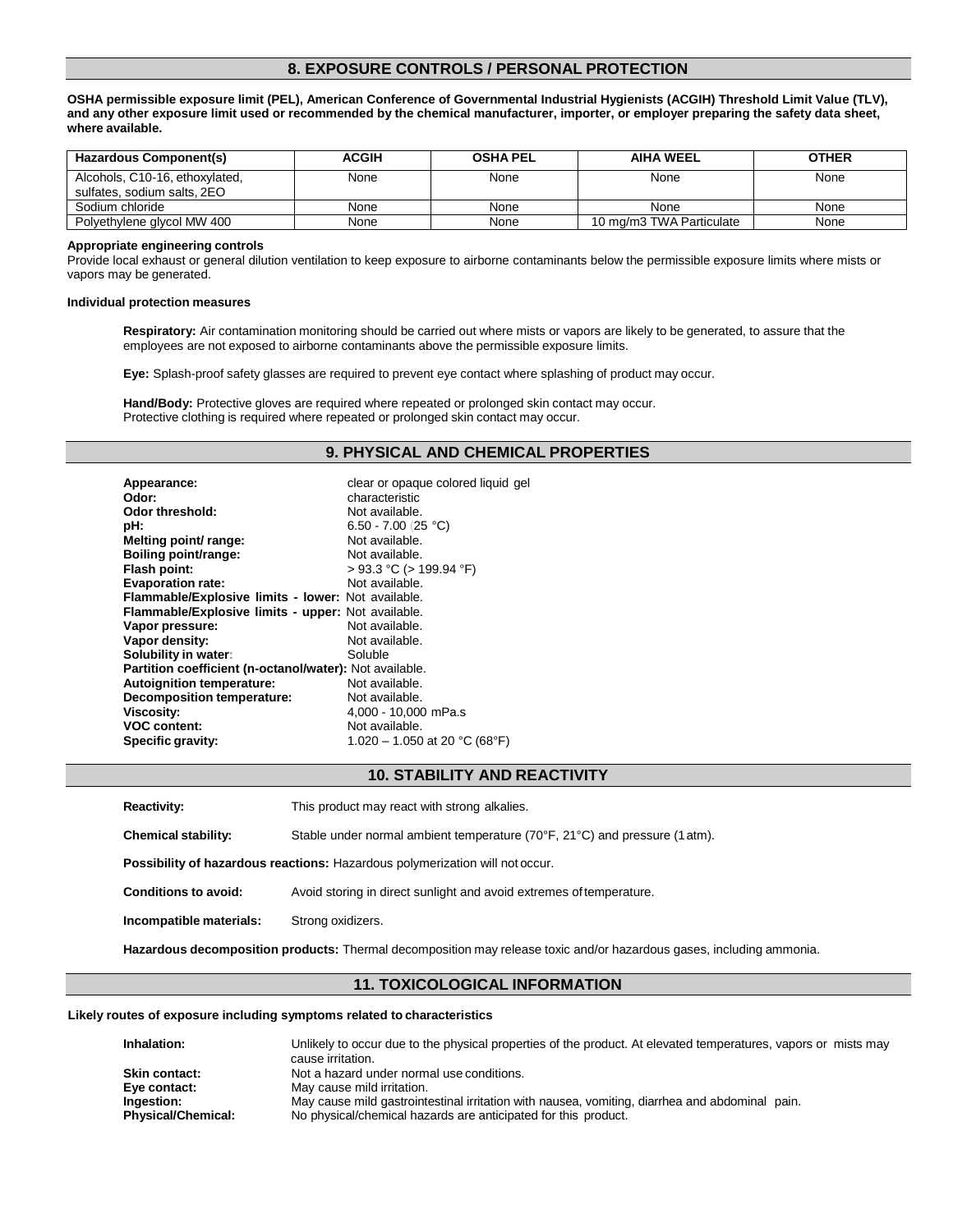## 8. EXPOSURE CONTROLS / PERSONAL PROTECTION

**OSHA permissible exposure limit (PEL), American Conference of Governmental Industrial Hygienists (ACGIH) Threshold Limit Value (TLV), and any other exposure limit used or recommended by the chemical manufacturer, importer, or employer preparing the safety data sheet, where available.**

| Hazardous Component(s) | ACGIH | OSHA PEL | AIHA WEEL | OTHER |
|---|---|---|---|---|
| Alcohols, C10-16, ethoxylated, sulfates, sodium salts, 2EO | None | None | None | None |
| Sodium chloride | None | None | None | None |
| Polyethylene glycol MW 400 | None | None | 10 mg/m3 TWA Particulate | None |

**Appropriate engineering controls**

Provide local exhaust or general dilution ventilation to keep exposure to airborne contaminants below the permissible exposure limits where mists or vapors may be generated.

**Individual protection measures**

**Respiratory:** Air contamination monitoring should be carried out where mists or vapors are likely to be generated, to assure that the employees are not exposed to airborne contaminants above the permissible exposure limits.

**Eye:** Splash-proof safety glasses are required to prevent eye contact where splashing of product may occur.

**Hand/Body:** Protective gloves are required where repeated or prolonged skin contact may occur.
Protective clothing is required where repeated or prolonged skin contact may occur.

## 9. PHYSICAL AND CHEMICAL PROPERTIES

**Appearance:** clear or opaque colored liquid gel
**Odor:** characteristic
**Odor threshold:** Not available.
**pH:** 6.50 - 7.00 (25 °C)
**Melting point/ range:** Not available.
**Boiling point/range:** Not available.
**Flash point:** > 93.3 °C (> 199.94 °F)
**Evaporation rate:** Not available.
**Flammable/Explosive limits - lower:** Not available.
**Flammable/Explosive limits - upper:** Not available.
**Vapor pressure:** Not available.
**Vapor density:** Not available.
**Solubility in water:** Soluble
**Partition coefficient (n-octanol/water):** Not available.
**Autoignition temperature:** Not available.
**Decomposition temperature:** Not available.
**Viscosity:** 4,000 - 10,000 mPa.s
**VOC content:** Not available.
**Specific gravity:** 1.020 – 1.050 at 20 °C (68°F)

## 10. STABILITY AND REACTIVITY

**Reactivity:** This product may react with strong alkalies.

**Chemical stability:** Stable under normal ambient temperature (70°F, 21°C) and pressure (1 atm).

**Possibility of hazardous reactions:** Hazardous polymerization will not occur.

**Conditions to avoid:** Avoid storing in direct sunlight and avoid extremes of temperature.

**Incompatible materials:** Strong oxidizers.

**Hazardous decomposition products:** Thermal decomposition may release toxic and/or hazardous gases, including ammonia.

## 11. TOXICOLOGICAL INFORMATION

**Likely routes of exposure including symptoms related to characteristics**

**Inhalation:** Unlikely to occur due to the physical properties of the product. At elevated temperatures, vapors or mists may cause irritation.
**Skin contact:** Not a hazard under normal use conditions.
**Eye contact:** May cause mild irritation.
**Ingestion:** May cause mild gastrointestinal irritation with nausea, vomiting, diarrhea and abdominal pain.
**Physical/Chemical:** No physical/chemical hazards are anticipated for this product.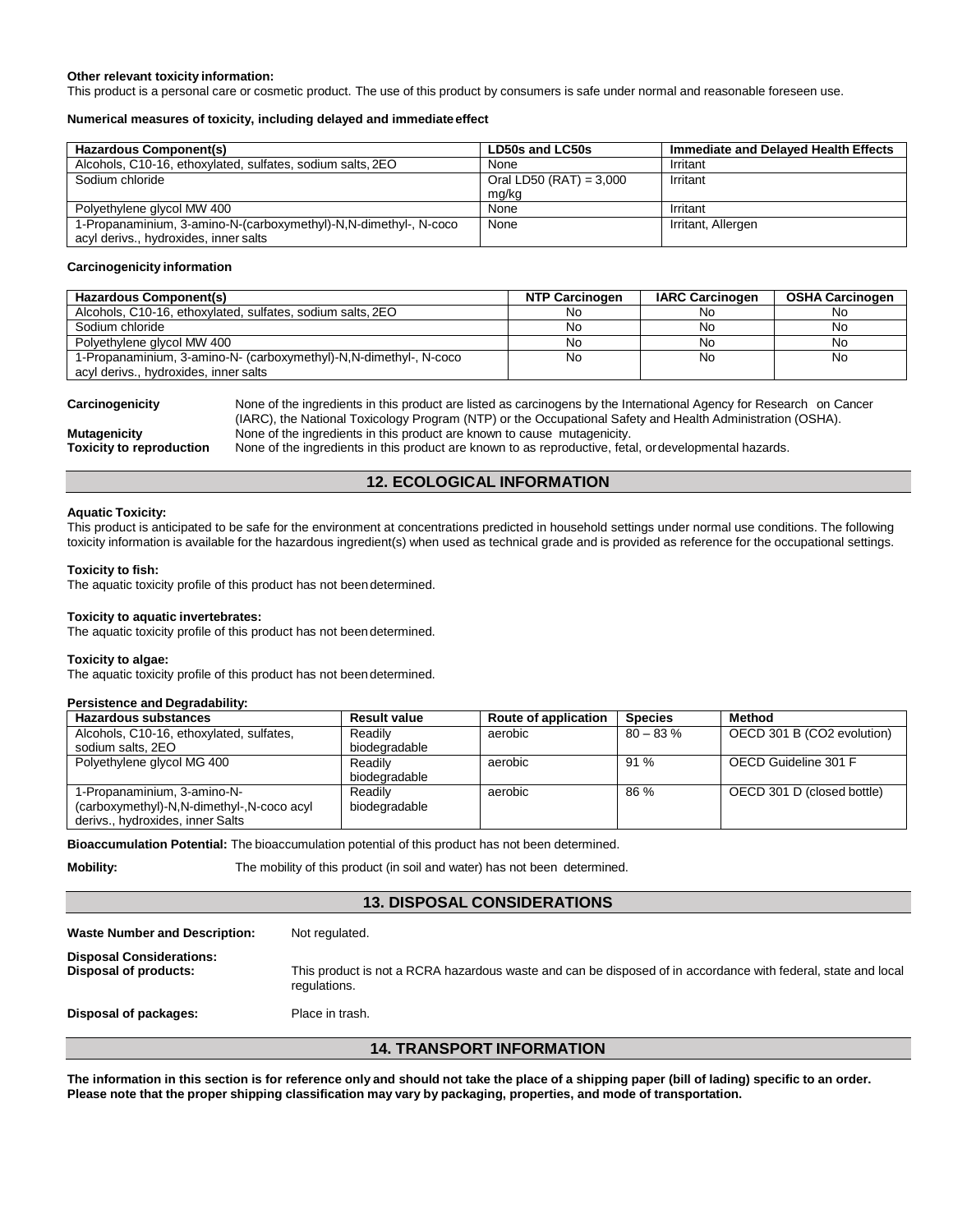**Other relevant toxicity information:**
This product is a personal care or cosmetic product. The use of this product by consumers is safe under normal and reasonable foreseen use.

**Numerical measures of toxicity, including delayed and immediate effect**

| Hazardous Component(s) | LD50s and LC50s | Immediate and Delayed Health Effects |
|---|---|---|
| Alcohols, C10-16, ethoxylated, sulfates, sodium salts, 2EO | None | Irritant |
| Sodium chloride | Oral LD50 (RAT) = 3,000 mg/kg | Irritant |
| Polyethylene glycol MW 400 | None | Irritant |
| 1-Propanaminium, 3-amino-N-(carboxymethyl)-N,N-dimethyl-, N-coco acyl derivs., hydroxides, inner salts | None | Irritant, Allergen |

**Carcinogenicity information**

| Hazardous Component(s) | NTP Carcinogen | IARC Carcinogen | OSHA Carcinogen |
|---|---|---|---|
| Alcohols, C10-16, ethoxylated, sulfates, sodium salts, 2EO | No | No | No |
| Sodium chloride | No | No | No |
| Polyethylene glycol MW 400 | No | No | No |
| 1-Propanaminium, 3-amino-N- (carboxymethyl)-N,N-dimethyl-, N-coco acyl derivs., hydroxides, inner salts | No | No | No |

**Carcinogenicity** None of the ingredients in this product are listed as carcinogens by the International Agency for Research on Cancer (IARC), the National Toxicology Program (NTP) or the Occupational Safety and Health Administration (OSHA).
**Mutagenicity** None of the ingredients in this product are known to cause mutagenicity.
**Toxicity to reproduction** None of the ingredients in this product are known to as reproductive, fetal, or developmental hazards.

## 12. ECOLOGICAL INFORMATION

**Aquatic Toxicity:**
This product is anticipated to be safe for the environment at concentrations predicted in household settings under normal use conditions. The following toxicity information is available for the hazardous ingredient(s) when used as technical grade and is provided as reference for the occupational settings.

**Toxicity to fish:**
The aquatic toxicity profile of this product has not been determined.

**Toxicity to aquatic invertebrates:**
The aquatic toxicity profile of this product has not been determined.

**Toxicity to algae:**
The aquatic toxicity profile of this product has not been determined.

**Persistence and Degradability:**

| Hazardous substances | Result value | Route of application | Species | Method |
|---|---|---|---|---|
| Alcohols, C10-16, ethoxylated, sulfates, sodium salts, 2EO | Readily biodegradable | aerobic | 80 – 83 % | OECD 301 B (CO2 evolution) |
| Polyethylene glycol MG 400 | Readily biodegradable | aerobic | 91 % | OECD Guideline 301 F |
| 1-Propanaminium, 3-amino-N-(carboxymethyl)-N,N-dimethyl-,N-coco acyl derivs., hydroxides, inner Salts | Readily biodegradable | aerobic | 86 % | OECD 301 D (closed bottle) |

**Bioaccumulation Potential:** The bioaccumulation potential of this product has not been determined.

**Mobility:** The mobility of this product (in soil and water) has not been determined.

## 13. DISPOSAL CONSIDERATIONS

**Waste Number and Description:** Not regulated.

**Disposal Considerations:**
**Disposal of products:** This product is not a RCRA hazardous waste and can be disposed of in accordance with federal, state and local regulations.

**Disposal of packages:** Place in trash.

## 14. TRANSPORT INFORMATION

**The information in this section is for reference only and should not take the place of a shipping paper (bill of lading) specific to an order. Please note that the proper shipping classification may vary by packaging, properties, and mode of transportation.**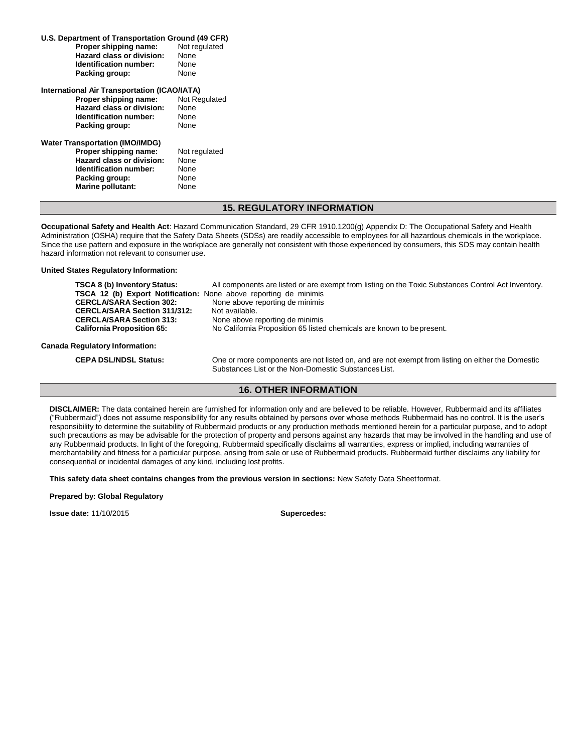**U.S. Department of Transportation Ground (49 CFR)**

| | |
|---|---|
| **Proper shipping name:** | Not regulated |
| **Hazard class or division:** | None |
| **Identification number:** | None |
| **Packing group:** | None |

**International Air Transportation (ICAO/IATA)**

| | |
|---|---|
| **Proper shipping name:** | Not Regulated |
| **Hazard class or division:** | None |
| **Identification number:** | None |
| **Packing group:** | None |

**Water Transportation (IMO/IMDG)**

| | |
|---|---|
| **Proper shipping name:** | Not regulated |
| **Hazard class or division:** | None |
| **Identification number:** | None |
| **Packing group:** | None |
| **Marine pollutant:** | None |

## 15. REGULATORY INFORMATION

**Occupational Safety and Health Act**: Hazard Communication Standard, 29 CFR 1910.1200(g) Appendix D: The Occupational Safety and Health Administration (OSHA) require that the Safety Data Sheets (SDSs) are readily accessible to employees for all hazardous chemicals in the workplace. Since the use pattern and exposure in the workplace are generally not consistent with those experienced by consumers, this SDS may contain health hazard information not relevant to consumer use.

**United States Regulatory Information:**

| | |
|---|---|
| **TSCA 8 (b) Inventory Status:** | All components are listed or are exempt from listing on the Toxic Substances Control Act Inventory. |
| **TSCA 12 (b) Export Notification:** | None above reporting de minimis |
| **CERCLA/SARA Section 302:** | None above reporting de minimis |
| **CERCLA/SARA Section 311/312:** | Not available. |
| **CERCLA/SARA Section 313:** | None above reporting de minimis |
| **California Proposition 65:** | No California Proposition 65 listed chemicals are known to be present. |

**Canada Regulatory Information:**

| | |
|---|---|
| **CEPA DSL/NDSL Status:** | One or more components are not listed on, and are not exempt from listing on either the Domestic Substances List or the Non-Domestic Substances List. |

## 16. OTHER INFORMATION

**DISCLAIMER:** The data contained herein are furnished for information only and are believed to be reliable. However, Rubbermaid and its affiliates ("Rubbermaid") does not assume responsibility for any results obtained by persons over whose methods Rubbermaid has no control. It is the user's responsibility to determine the suitability of Rubbermaid products or any production methods mentioned herein for a particular purpose, and to adopt such precautions as may be advisable for the protection of property and persons against any hazards that may be involved in the handling and use of any Rubbermaid products. In light of the foregoing, Rubbermaid specifically disclaims all warranties, express or implied, including warranties of merchantability and fitness for a particular purpose, arising from sale or use of Rubbermaid products. Rubbermaid further disclaims any liability for consequential or incidental damages of any kind, including lost profits.

**This safety data sheet contains changes from the previous version in sections:** New Safety Data Sheet format.

**Prepared by: Global Regulatory**

**Issue date:** 11/10/2015

**Supercedes:**